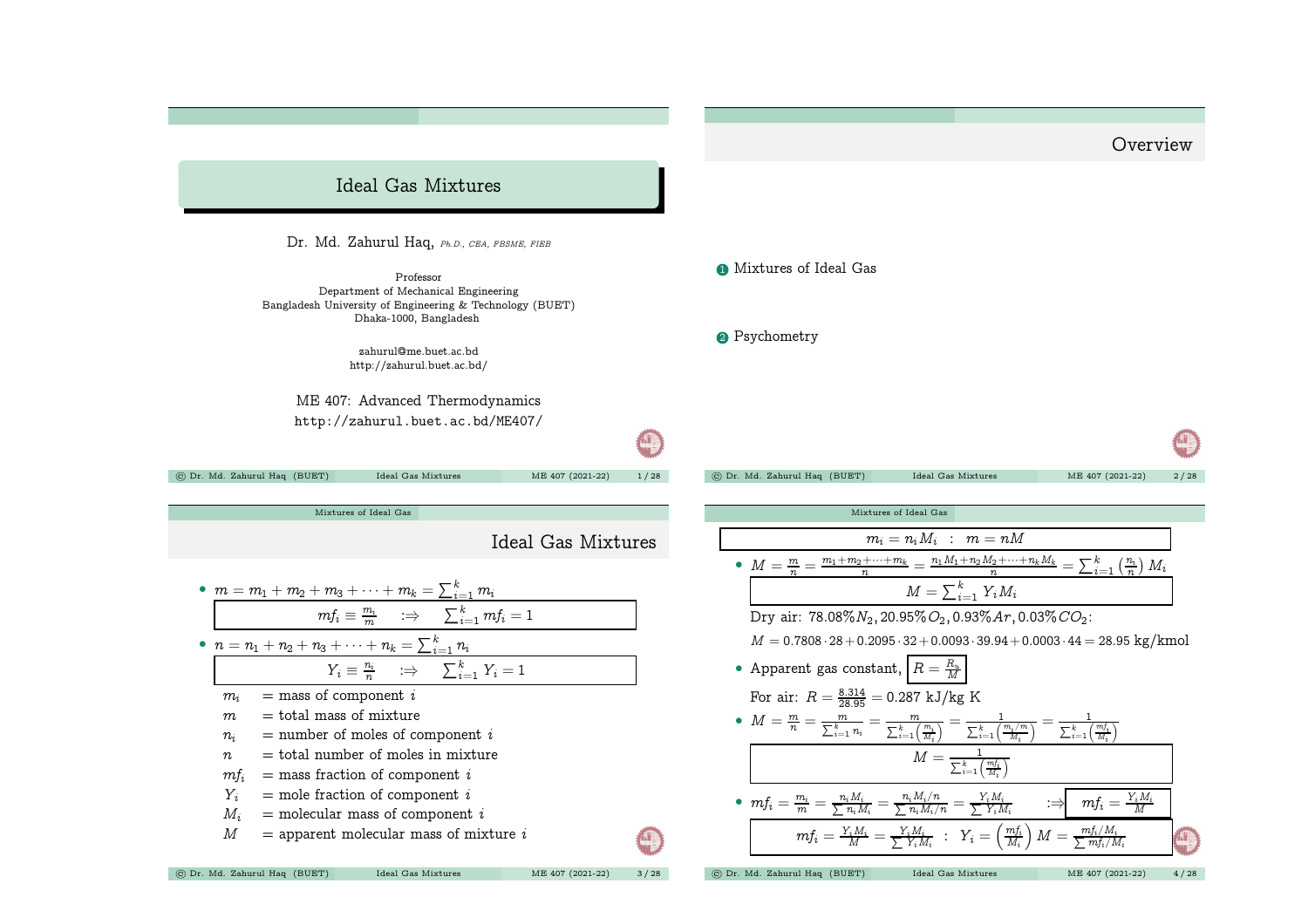# Ideal Gas Mixtures

Dr. Md. Zahurul Haq, *Ph.D., CEA, FBSME, FIEB*

Professor
Department of Mechanical Engineering
Bangladesh University of Engineering & Technology (BUET)
Dhaka-1000, Bangladesh

zahurul@me.buet.ac.bd
http://zahurul.buet.ac.bd/

ME 407: Advanced Thermodynamics
http://zahurul.buet.ac.bd/ME407/

## Overview

1. Mixtures of Ideal Gas
2. Psychometry

## Ideal Gas Mixtures

- $m = m_1 + m_2 + m_3 + \cdots + m_k = \sum_{i=1}^{k} m_i$

$$mf_i \equiv \frac{m_i}{m} \quad :\Rightarrow \quad \sum_{i=1}^{k} mf_i = 1$$

- $n = n_1 + n_2 + n_3 + \cdots + n_k = \sum_{i=1}^{k} n_i$

$$Y_i \equiv \frac{n_i}{n} \quad :\Rightarrow \quad \sum_{i=1}^{k} Y_i = 1$$

$m_i$ = mass of component $i$
$m$ = total mass of mixture
$n_i$ = number of moles of component $i$
$n$ = total number of moles in mixture
$mf_i$ = mass fraction of component $i$
$Y_i$ = mole fraction of component $i$
$M_i$ = molecular mass of component $i$
$M$ = apparent molecular mass of mixture $i$

---

$$m_i = n_i M_i \quad : \quad m = nM$$

- $M = \frac{m}{n} = \frac{m_1 + m_2 + \cdots + m_k}{n} = \frac{n_1 M_1 + n_2 M_2 + \cdots + n_k M_k}{n} = \sum_{i=1}^{k} \left(\frac{n_i}{n}\right) M_i$

$$M = \sum_{i=1}^{k} Y_i M_i$$

Dry air: $78.08\% N_2, 20.95\% O_2, 0.93\% Ar, 0.03\% CO_2$:

$M = 0.7808 \cdot 28 + 0.2095 \cdot 32 + 0.0093 \cdot 39.94 + 0.0003 \cdot 44 = 28.95$ kg/kmol

- Apparent gas constant, $\boxed{R = \frac{R_u}{M}}$

For air: $R = \frac{8.314}{28.95} = 0.287$ kJ/kg K

- $M = \frac{m}{n} = \frac{m}{\sum_{i=1}^{k} n_i} = \frac{m}{\sum_{i=1}^{k} \left(\frac{m_i}{M_i}\right)} = \frac{1}{\sum_{i=1}^{k} \left(\frac{m_i/m}{M_i}\right)} = \frac{1}{\sum_{i=1}^{k} \left(\frac{mf_i}{M_i}\right)}$

$$M = \frac{1}{\sum_{i=1}^{k} \left(\frac{mf_i}{M_i}\right)}$$

- $mf_i = \frac{m_i}{m} = \frac{n_i M_i}{\sum n_i M_i} = \frac{n_i M_i / n}{\sum n_i M_i / n} = \frac{Y_i M_i}{\sum Y_i M_i} \quad :\Rightarrow \quad \boxed{mf_i = \frac{Y_i M_i}{M}}$

$$mf_i = \frac{Y_i M_i}{M} = \frac{Y_i M_i}{\sum Y_i M_i} \quad : \quad Y_i = \left(\frac{mf_i}{M_i}\right) M = \frac{mf_i / M_i}{\sum mf_i / M_i}$$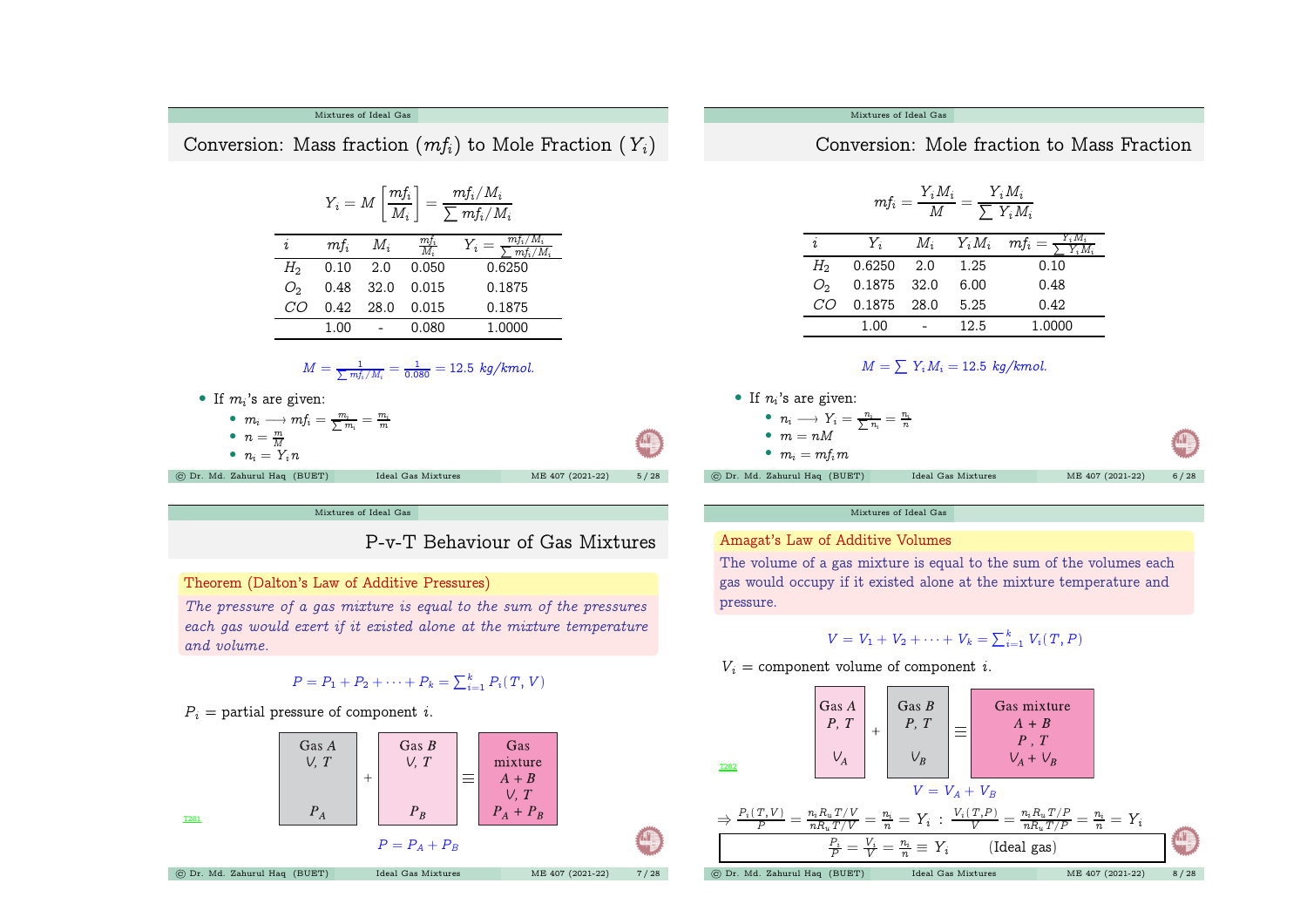## Conversion: Mass fraction ($mf_i$) to Mole Fraction ($Y_i$)

$$Y_i = M\left[\frac{mf_i}{M_i}\right] = \frac{mf_i/M_i}{\sum mf_i/M_i}$$

| $i$ | $mf_i$ | $M_i$ | $\frac{mf_i}{M_i}$ | $Y_i = \frac{mf_i/M_i}{\sum mf_i/M_i}$ |
|---|---|---|---|---|
| $H_2$ | 0.10 | 2.0 | 0.050 | 0.6250 |
| $O_2$ | 0.48 | 32.0 | 0.015 | 0.1875 |
| $CO$ | 0.42 | 28.0 | 0.015 | 0.1875 |
| | 1.00 | - | 0.080 | 1.0000 |

$$M = \frac{1}{\sum mf_i/M_i} = \frac{1}{0.080} = 12.5 \ kg/kmol.$$

- If $m_i$'s are given:
  - $m_i \longrightarrow mf_i = \frac{m_i}{\sum m_i} = \frac{m_i}{m}$
  - $n = \frac{m}{M}$
  - $n_i = Y_i n$

## Conversion: Mole fraction to Mass Fraction

$$mf_i = \frac{Y_i M_i}{M} = \frac{Y_i M_i}{\sum Y_i M_i}$$

| $i$ | $Y_i$ | $M_i$ | $Y_i M_i$ | $mf_i = \frac{Y_i M_i}{\sum Y_i M_i}$ |
|---|---|---|---|---|
| $H_2$ | 0.6250 | 2.0 | 1.25 | 0.10 |
| $O_2$ | 0.1875 | 32.0 | 6.00 | 0.48 |
| $CO$ | 0.1875 | 28.0 | 5.25 | 0.42 |
| | 1.00 | - | 12.5 | 1.0000 |

$$M = \sum Y_i M_i = 12.5 \ kg/kmol.$$

- If $n_i$'s are given:
  - $n_i \longrightarrow Y_i = \frac{n_i}{\sum n_i} = \frac{n_i}{n}$
  - $m = nM$
  - $m_i = mf_i m$

## P-v-T Behaviour of Gas Mixtures

**Theorem (Dalton's Law of Additive Pressures)**

*The pressure of a gas mixture is equal to the sum of the pressures each gas would exert if it existed alone at the mixture temperature and volume.*

$$P = P_1 + P_2 + \cdots + P_k = \sum_{i=1}^{k} P_i(T, V)$$

$P_i$ = partial pressure of component $i$.

Gas $A$ ($V$, $T$, $P_A$) + Gas $B$ ($V$, $T$, $P_B$) ≡ Gas mixture $A + B$ ($V$, $T$, $P_A + P_B$)

T281

$$P = P_A + P_B$$

## Amagat's Law of Additive Volumes

The volume of a gas mixture is equal to the sum of the volumes each gas would occupy if it existed alone at the mixture temperature and pressure.

$$V = V_1 + V_2 + \cdots + V_k = \sum_{i=1}^{k} V_i(T, P)$$

$V_i$ = component volume of component $i$.

Gas $A$ ($P$, $T$, $V_A$) + Gas $B$ ($P$, $T$, $V_B$) ≡ Gas mixture $A + B$ ($P$, $T$, $V_A + V_B$)

T282

$$V = V_A + V_B$$

$$\Rightarrow \frac{P_i(T,V)}{P} = \frac{n_i R_u T/V}{n R_u T/V} = \frac{n_i}{n} = Y_i \ : \ \frac{V_i(T,P)}{V} = \frac{n_i R_u T/P}{n R_u T/P} = \frac{n_i}{n} = Y_i$$

$$\boxed{\frac{P_i}{P} = \frac{V_i}{V} = \frac{n_i}{n} \equiv Y_i \qquad \text{(Ideal gas)}}$$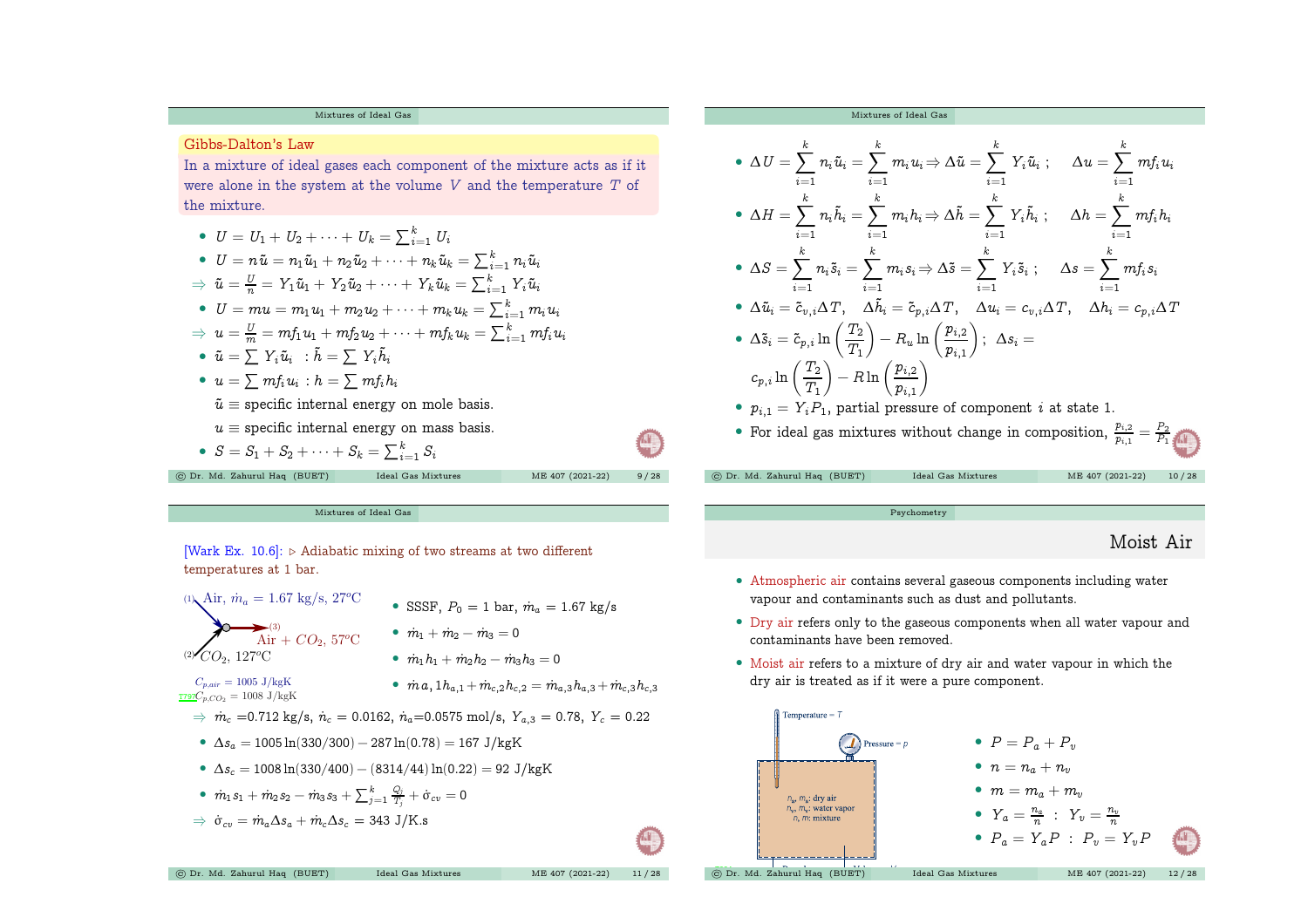## Mixtures of Ideal Gas

**Gibbs-Dalton's Law**

In a mixture of ideal gases each component of the mixture acts as if it were alone in the system at the volume $V$ and the temperature $T$ of the mixture.

- $U = U_1 + U_2 + \cdots + U_k = \sum_{i=1}^{k} U_i$
- $U = n\tilde{u} = n_1\tilde{u}_1 + n_2\tilde{u}_2 + \cdots + n_k\tilde{u}_k = \sum_{i=1}^{k} n_i\tilde{u}_i$

$\Rightarrow \tilde{u} = \frac{U}{n} = Y_1\tilde{u}_1 + Y_2\tilde{u}_2 + \cdots + Y_k\tilde{u}_k = \sum_{i=1}^{k} Y_i\tilde{u}_i$

- $U = mu = m_1u_1 + m_2u_2 + \cdots + m_ku_k = \sum_{i=1}^{k} m_iu_i$

$\Rightarrow u = \frac{U}{m} = mf_1u_1 + mf_2u_2 + \cdots + mf_ku_k = \sum_{i=1}^{k} mf_iu_i$

- $\tilde{u} = \sum Y_i\tilde{u}_i \;\; : \tilde{h} = \sum Y_i\tilde{h}_i$
- $u = \sum mf_iu_i : h = \sum mf_ih_i$

  $\tilde{u} \equiv$ specific internal energy on mole basis.

  $u \equiv$ specific internal energy on mass basis.

- $S = S_1 + S_2 + \cdots + S_k = \sum_{i=1}^{k} S_i$

## Mixtures of Ideal Gas

- $\Delta U = \sum_{i=1}^{k} n_i\tilde{u}_i = \sum_{i=1}^{k} m_iu_i \Rightarrow \Delta\tilde{u} = \sum_{i=1}^{k} Y_i\tilde{u}_i \; ; \quad \Delta u = \sum_{i=1}^{k} mf_iu_i$
- $\Delta H = \sum_{i=1}^{k} n_i\tilde{h}_i = \sum_{i=1}^{k} m_ih_i \Rightarrow \Delta\tilde{h} = \sum_{i=1}^{k} Y_i\tilde{h}_i \; ; \quad \Delta h = \sum_{i=1}^{k} mf_ih_i$
- $\Delta S = \sum_{i=1}^{k} n_i\tilde{s}_i = \sum_{i=1}^{k} m_is_i \Rightarrow \Delta\tilde{s} = \sum_{i=1}^{k} Y_i\tilde{s}_i \; ; \quad \Delta s = \sum_{i=1}^{k} mf_is_i$
- $\Delta\tilde{u}_i = \tilde{c}_{v,i}\Delta T, \quad \Delta\tilde{h}_i = \tilde{c}_{p,i}\Delta T, \quad \Delta u_i = c_{v,i}\Delta T, \quad \Delta h_i = c_{p,i}\Delta T$
- $\Delta\tilde{s}_i = \tilde{c}_{p,i}\ln\left(\frac{T_2}{T_1}\right) - R_u\ln\left(\frac{p_{i,2}}{p_{i,1}}\right); \; \Delta s_i = c_{p,i}\ln\left(\frac{T_2}{T_1}\right) - R\ln\left(\frac{p_{i,2}}{p_{i,1}}\right)$
- $p_{i,1} = Y_iP_1$, partial pressure of component $i$ at state 1.
- For ideal gas mixtures without change in composition, $\frac{p_{i,2}}{p_{i,1}} = \frac{P_2}{P_1}$

## Mixtures of Ideal Gas

[Wark Ex. 10.6]: ▷ Adiabatic mixing of two streams at two different temperatures at 1 bar.

(1) Air, $\dot{m}_a = 1.67$ kg/s, $27^oC$

(2) $CO_2$, $127^oC$

(3) Air + $CO_2$, $57^oC$

$C_{p,air} = 1005$ J/kgK

$C_{p,CO_2} = 1008$ J/kgK

- SSSF, $P_0 = 1$ bar, $\dot{m}_a = 1.67$ kg/s
- $\dot{m}_1 + \dot{m}_2 - \dot{m}_3 = 0$
- $\dot{m}_1h_1 + \dot{m}_2h_2 - \dot{m}_3h_3 = 0$
- $\dot{m}a, 1h_{a,1} + \dot{m}_{c,2}h_{c,2} = \dot{m}_{a,3}h_{a,3} + \dot{m}_{c,3}h_{c,3}$

$\Rightarrow \dot{m}_c = 0.712$ kg/s, $\dot{n}_c = 0.0162$, $\dot{n}_a = 0.0575$ mol/s, $Y_{a,3} = 0.78$, $Y_c = 0.22$

- $\Delta s_a = 1005\ln(330/300) - 287\ln(0.78) = 167$ J/kgK
- $\Delta s_c = 1008\ln(330/400) - (8314/44)\ln(0.22) = 92$ J/kgK
- $\dot{m}_1s_1 + \dot{m}_2s_2 - \dot{m}_3s_3 + \sum_{j=1}^{k}\frac{Q_j}{T_j} + \dot{\sigma}_{cv} = 0$

$\Rightarrow \dot{\sigma}_{cv} = \dot{m}_a\Delta s_a + \dot{m}_c\Delta s_c = 343$ J/K.s

## Psychometry

### Moist Air

- Atmospheric air contains several gaseous components including water vapour and contaminants such as dust and pollutants.
- Dry air refers only to the gaseous components when all water vapour and contaminants have been removed.
- Moist air refers to a mixture of dry air and water vapour in which the dry air is treated as if it were a pure component.

Temperature = $T$

Pressure = $p$

$n_a, m_a$: dry air

$n_v, m_v$: water vapor

$n, m$: mixture

- $P = P_a + P_v$
- $n = n_a + n_v$
- $m = m_a + m_v$
- $Y_a = \frac{n_a}{n} \;:\; Y_v = \frac{n_v}{n}$
- $P_a = Y_aP \;:\; P_v = Y_vP$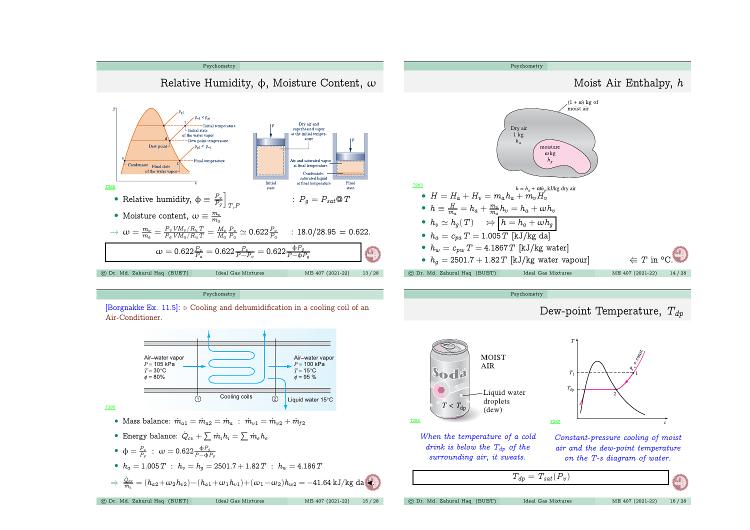## Relative Humidity, $\phi$, Moisture Content, $\omega$

- Relative humidity, $\phi \equiv \left.\frac{P_v}{P_g}\right]_{T,P}$ : $P_g = P_{sat}@T$
- Moisture content, $\omega \equiv \frac{m_v}{m_a}$

$\rightarrow \omega = \frac{m_v}{m_a} = \frac{P_v V M_v / R_u T}{P_a V M_a / R_u T} = \frac{M_v}{M_a}\frac{P_v}{P_a} \simeq 0.622\frac{P_v}{P_a}$ : $18.0/28.95 = 0.622$.

$$\omega = 0.622\frac{P_v}{P_a} = 0.622\frac{P_v}{P - P_v} = 0.622\frac{\phi P_g}{P - \phi P_g}$$

## Moist Air Enthalpy, $h$

$h = h_a + \omega h_g$ kJ/kg dry air

- $H = H_a + H_v = m_a h_a + m_v H_v$
- $h \equiv \frac{H}{m_a} = h_a + \frac{m_v}{m_a} h_v = h_a + \omega h_v$
- $h_v \simeq h_g(T) \Rightarrow \boxed{h = h_a + \omega h_g}$
- $h_a = c_{pa}T = 1.005\,T$ [kJ/kg da]
- $h_w = c_{pw}T = 4.1867\,T$ [kJ/kg water]
- $h_g = 2501.7 + 1.82\,T$ [kJ/kg water vapour] $\Leftarrow T$ in °C.

## [Borgnakke Ex. 11.5]: ▷ Cooling and dehumidification in a cooling coil of an Air-Conditioner.

Inlet (1): Air–water vapor, $P = 105$ kPa, $T = 30$°C, $\phi = 80$%
Outlet (2): Air–water vapor, $P = 100$ kPa, $T = 15$°C, $\phi = 95$ %
Liquid water 15°C

- Mass balance: $\dot{m}_{a1} = \dot{m}_{a2} = \dot{m}_a$ : $\dot{m}_{v1} = \dot{m}_{v2} + \dot{m}_{f2}$
- Energy balance: $\dot{Q}_{cv} + \sum \dot{m}_i h_i = \sum \dot{m}_e h_e$
- $\phi = \frac{P_v}{P_g}$ : $\omega = 0.622\frac{\phi P_g}{P - \phi P_g}$
- $h_a = 1.005\,T$ : $h_v = h_g = 2501.7 + 1.82\,T$ : $h_w = 4.186\,T$

$\Rightarrow \frac{\dot{Q}_{cv}}{\dot{m}_a} = (h_{a2} + \omega_2 h_{v2}) - (h_{a1} + \omega_1 h_{v1}) + (\omega_1 - \omega_2)h_{w2} = -41.64$ kJ/kg da

## Dew-point Temperature, $T_{dp}$

*When the temperature of a cold drink is below the $T_{dp}$ of the surrounding air, it sweats.*

*Constant-pressure cooling of moist air and the dew-point temperature on the T-s diagram of water.*

$$T_{dp} = T_{sat}(P_v)$$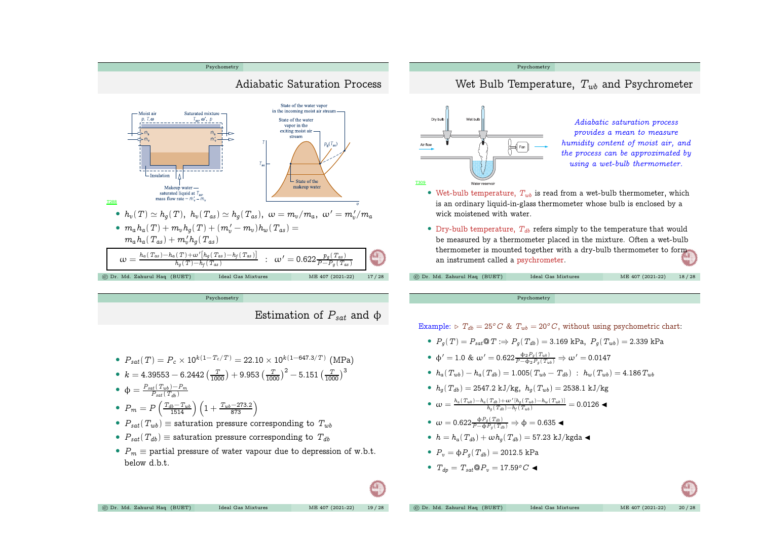## Adiabatic Saturation Process

- $h_v(T) \simeq h_g(T),\ h_v(T_{as}) \simeq h_g(T_{as}),\ \omega = m_v/m_a,\ \omega' = m_v'/m_a$
- $m_a h_a(T) + m_v h_g(T) + (m_v' - m_v) h_w(T_{as}) = m_a h_a(T_{as}) + m_v' h_g(T_{as})$

$$\omega = \frac{h_a(T_{as}) - h_a(T) + \omega'[h_g(T_{as}) - h_f(T_{as})]}{h_g(T) - h_f(T_{as})} \ :\ \omega' = 0.622 \frac{p_g(T_{as})}{P - P_g(T_{as})}$$

## Wet Bulb Temperature, $T_{wb}$ and Psychrometer

*Adiabatic saturation process provides a mean to measure humidity content of moist air, and the process can be approximated by using a wet-bulb thermometer.*

- Wet-bulb temperature, $T_{wb}$ is read from a wet-bulb thermometer, which is an ordinary liquid-in-glass thermometer whose bulb is enclosed by a wick moistened with water.
- Dry-bulb temperature, $T_{db}$ refers simply to the temperature that would be measured by a thermometer placed in the mixture. Often a wet-bulb thermometer is mounted together with a dry-bulb thermometer to form an instrument called a psychrometer.

## Estimation of $P_{sat}$ and $\phi$

- $P_{sat}(T) = P_c \times 10^{k(1 - T_c/T)} = 22.10 \times 10^{k(1 - 647.3/T)}$ (MPa)
- $k = 4.39553 - 6.2442\left(\frac{T}{1000}\right) + 9.953\left(\frac{T}{1000}\right)^2 - 5.151\left(\frac{T}{1000}\right)^3$
- $\phi = \frac{P_{sat}(T_{wb}) - P_m}{P_{sat}(T_{db})}$
- $P_m = P\left(\frac{T_{db} - T_{wb}}{1514}\right)\left(1 + \frac{T_{wb} - 273.2}{873}\right)$
- $P_{sat}(T_{wb}) \equiv$ saturation pressure corresponding to $T_{wb}$
- $P_{sat}(T_{db}) \equiv$ saturation pressure corresponding to $T_{db}$
- $P_m \equiv$ partial pressure of water vapour due to depression of w.b.t. below d.b.t.

Example: ▷ $T_{db} = 25^o C$ & $T_{wb} = 20^o C$, without using psychometric chart:

- $P_g(T) = P_{sat}@T :\Rightarrow P_g(T_{db}) = 3.169$ kPa, $P_g(T_{wb}) = 2.339$ kPa
- $\phi' = 1.0$ & $\omega' = 0.622 \frac{\phi_2 P_g(T_{wb})}{P - \phi_2 P_g(T_{wb})} \Rightarrow \omega' = 0.0147$
- $h_a(T_{wb}) - h_a(T_{db}) = 1.005(T_{wb} - T_{db})\ :\ h_w(T_{wb}) = 4.186\, T_{wb}$
- $h_g(T_{db}) = 2547.2$ kJ/kg, $h_g(T_{wb}) = 2538.1$ kJ/kg
- $\omega = \frac{h_a(T_{wb}) - h_a(T_{db}) + \omega'[h_g(T_{wb}) - h_w(T_{wb})]}{h_g(T_{db}) - h_f(T_{wb})} = 0.0126$ ◀
- $\omega = 0.622 \frac{\phi P_g(T_{db})}{P - \phi P_g(T_{db})} \Rightarrow \phi = 0.635$ ◀
- $h = h_a(T_{db}) + \omega h_g(T_{db}) = 57.23$ kJ/kgda ◀
- $P_v = \phi P_g(T_{db}) = 2012.5$ kPa
- $T_{dp} = T_{sat}@P_v = 17.59^o C$ ◀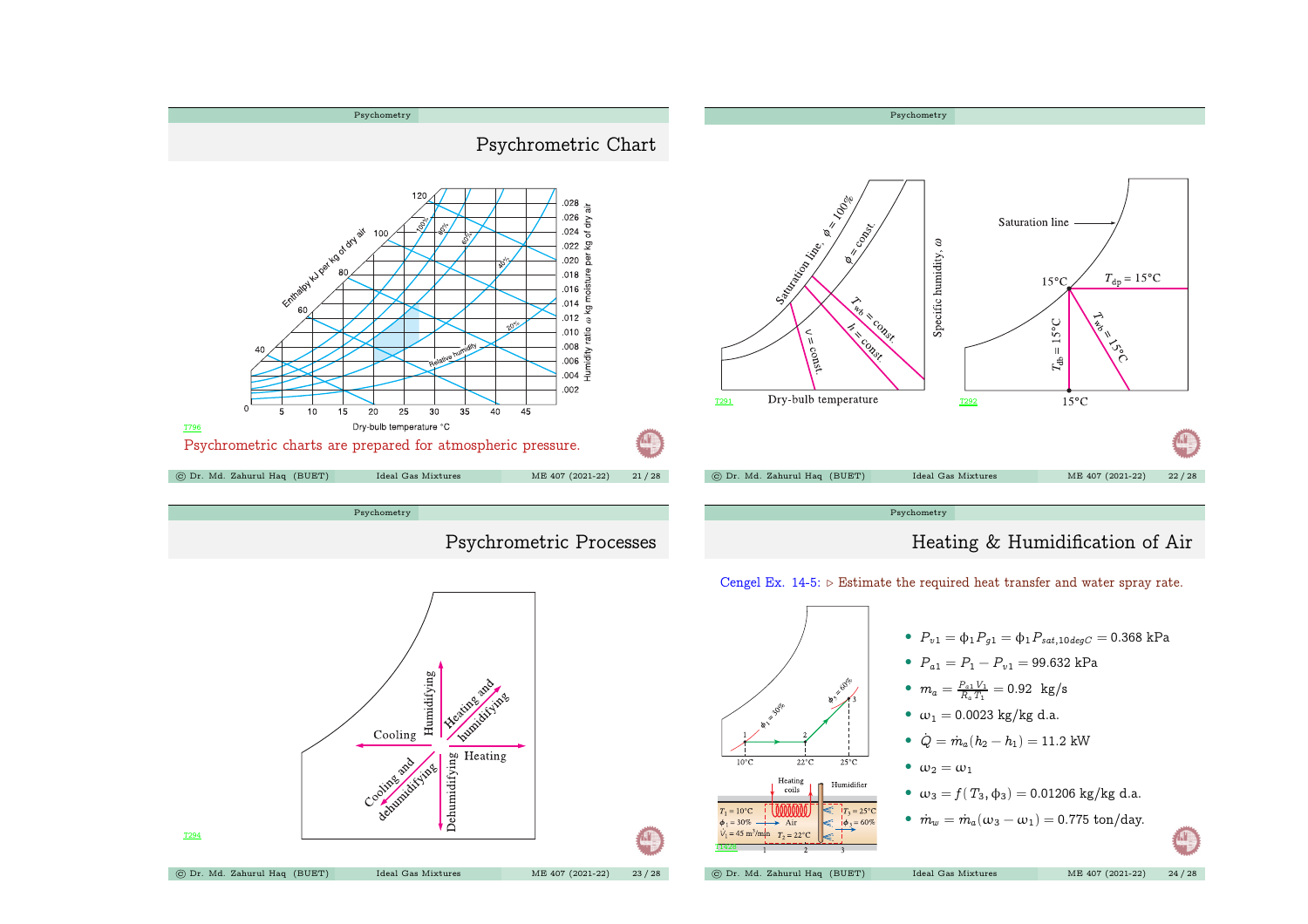## Psychrometric Chart

Psychrometric charts are prepared for atmospheric pressure.

## Psychrometric Processes

## Heating & Humidification of Air

Cengel Ex. 14-5: ▷ Estimate the required heat transfer and water spray rate.

- $P_{v1} = \phi_1 P_{g1} = \phi_1 P_{sat,10degC} = 0.368$ kPa
- $P_{a1} = P_1 - P_{v1} = 99.632$ kPa
- $m_a = \frac{P_{a1} V_1}{R_a T_1} = 0.92$ kg/s
- $\omega_1 = 0.0023$ kg/kg d.a.
- $\dot{Q} = \dot{m}_a (h_2 - h_1) = 11.2$ kW
- $\omega_2 = \omega_1$
- $\omega_3 = f(T_3, \phi_3) = 0.01206$ kg/kg d.a.
- $\dot{m}_w = \dot{m}_a (\omega_3 - \omega_1) = 0.775$ ton/day.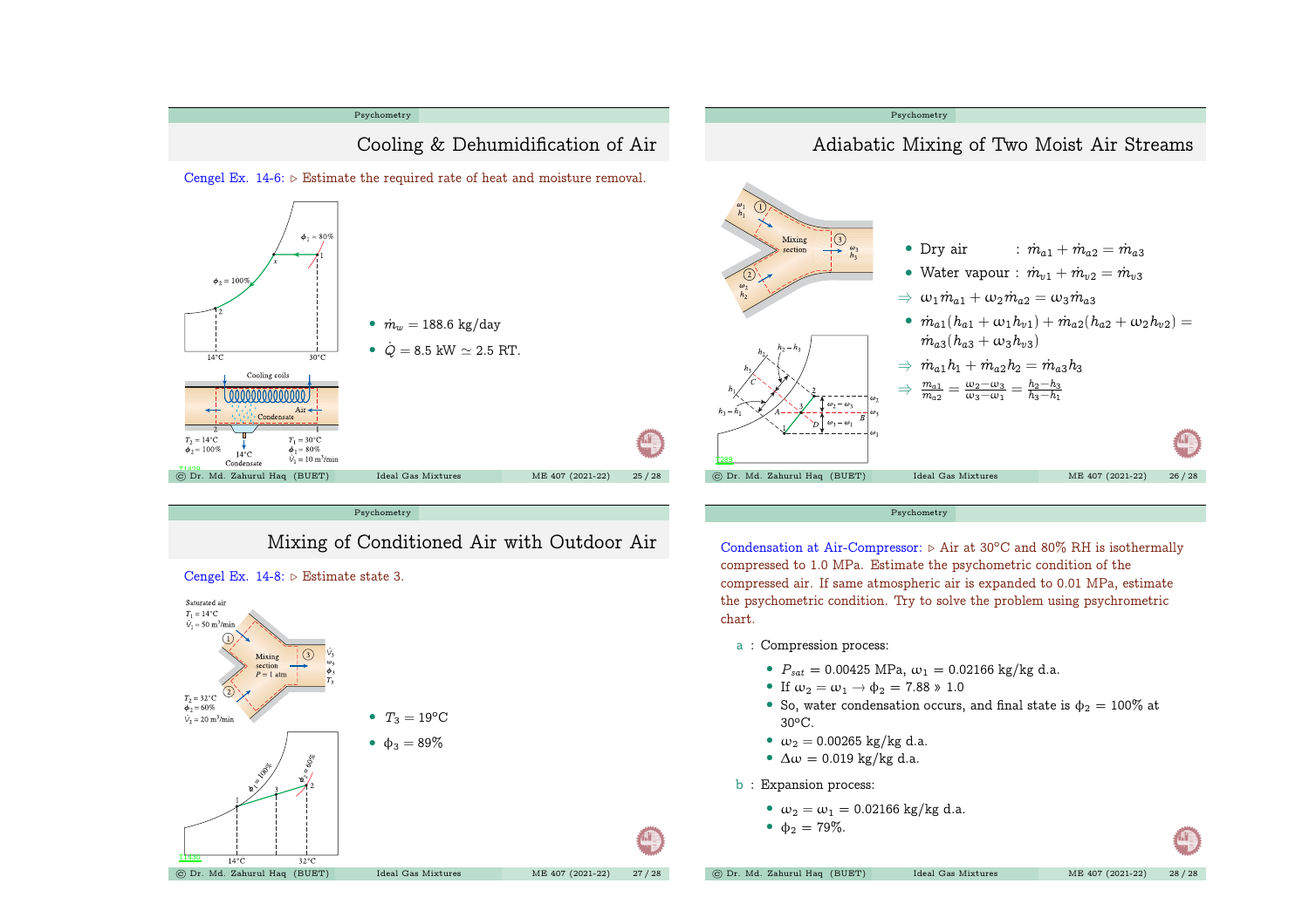## Cooling & Dehumidification of Air

Cengel Ex. 14-6: ▷ Estimate the required rate of heat and moisture removal.

$\phi_1 = 80\%$

$\phi_2 = 100\%$

x

1

2

14°C

30°C

Cooling coils

Air

Condensate

$T_2 = 14°C$
$\phi_2 = 100\%$

14°C
Condensate

$T_1 = 30°C$
$\phi_1 = 80\%$
$\dot{V}_1 = 10\ m^3/min$

- $\dot{m}_w = 188.6$ kg/day
- $\dot{Q} = 8.5$ kW $\simeq 2.5$ RT.

## Adiabatic Mixing of Two Moist Air Streams

$\omega_1$
$h_1$

1

Mixing section

3

$\omega_3$
$h_3$

2

$\omega_2$
$h_2$

- Dry air : $\dot{m}_{a1} + \dot{m}_{a2} = \dot{m}_{a3}$
- Water vapour : $\dot{m}_{v1} + \dot{m}_{v2} = \dot{m}_{v3}$

$\Rightarrow$ $\omega_1 \dot{m}_{a1} + \omega_2 \dot{m}_{a2} = \omega_3 \dot{m}_{a3}$

- $\dot{m}_{a1}(h_{a1} + \omega_1 h_{v1}) + \dot{m}_{a2}(h_{a2} + \omega_2 h_{v2}) = \dot{m}_{a3}(h_{a3} + \omega_3 h_{v3})$

$\Rightarrow$ $\dot{m}_{a1} h_1 + \dot{m}_{a2} h_2 = \dot{m}_{a3} h_3$

$\Rightarrow$ $\frac{\dot{m}_{a1}}{\dot{m}_{a2}} = \frac{\omega_2 - \omega_3}{\omega_3 - \omega_1} = \frac{h_2 - h_3}{h_3 - h_1}$

$h_2$ $h_2 - h_3$ $h_3$ C $h_1$ $h_3 - h_1$ A 3 2 1 D B $\omega_2 - \omega_3$ $\omega_3 - \omega_1$ $\omega_2$ $\omega_3$ $\omega_1$

## Mixing of Conditioned Air with Outdoor Air

Cengel Ex. 14-8: ▷ Estimate state 3.

Saturated air
$T_1 = 14°C$
$\dot{V}_1 = 50\ m^3/min$

1

Mixing section
$P = 1$ atm

3

$\dot{V}_3$
$\omega_3$
$\phi_3$
$T_3$

$T_2 = 32°C$
$\phi_2 = 60\%$
$\dot{V}_2 = 20\ m^3/min$

2

$\phi_1 = 100\%$

$\phi_2 = 60\%$

14°C

32°C

- $T_3 = 19°C$
- $\phi_3 = 89\%$

---

Condensation at Air-Compressor: ▷ Air at 30°C and 80% RH is isothermally compressed to 1.0 MPa. Estimate the psychometric condition of the compressed air. If same atmospheric air is expanded to 0.01 MPa, estimate the psychometric condition. Try to solve the problem using psychrometric chart.

a : Compression process:

- $P_{sat} = 0.00425$ MPa, $\omega_1 = 0.02166$ kg/kg d.a.
- If $\omega_2 = \omega_1 \rightarrow \phi_2 = 7.88 \gg 1.0$
- So, water condensation occurs, and final state is $\phi_2 = 100\%$ at 30°C.
- $\omega_2 = 0.00265$ kg/kg d.a.
- $\Delta\omega = 0.019$ kg/kg d.a.

b : Expansion process:

- $\omega_2 = \omega_1 = 0.02166$ kg/kg d.a.
- $\phi_2 = 79\%$.